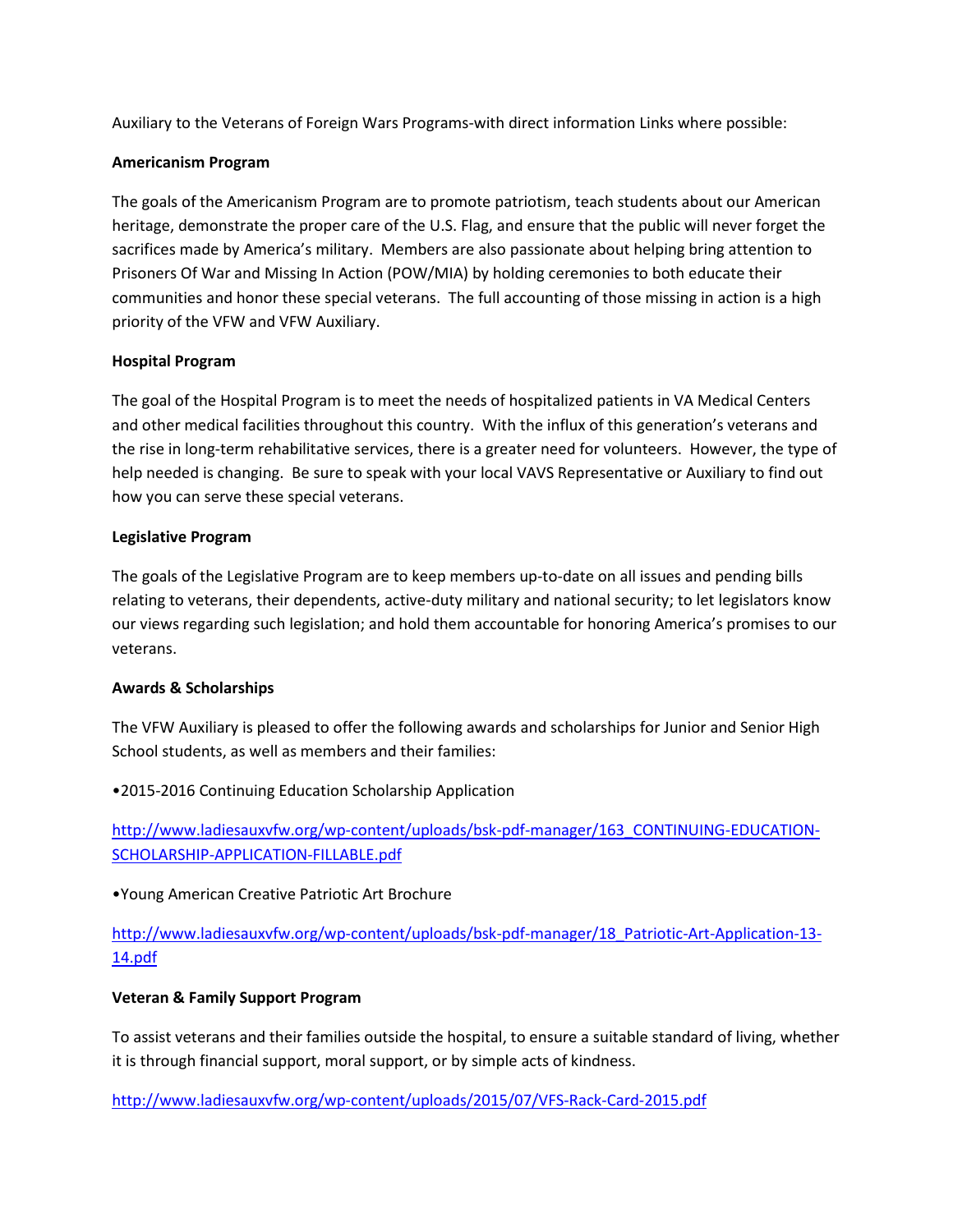Auxiliary to the Veterans of Foreign Wars Programs-with direct information Links where possible:

**Americanism Program**

The goals of the Americanism Program are to promote patriotism, teach students about our American heritage, demonstrate the proper care of the U.S. Flag, and ensure that the public will never forget the sacrifices made by America's military. Members are also passionate about helping bring attention to Prisoners Of War and Missing In Action (POW/MIA) by holding ceremonies to both educate their communities and honor these special veterans. The full accounting of those missing in action is a high priority of the VFW and VFW Auxiliary.

**Hospital Program**

The goal of the Hospital Program is to meet the needs of hospitalized patients in VA Medical Centers and other medical facilities throughout this country. With the influx of this generation's veterans and the rise in long-term rehabilitative services, there is a greater need for volunteers. However, the type of help needed is changing. Be sure to speak with your local VAVS Representative or Auxiliary to find out how you can serve these special veterans.

**Legislative Program**

The goals of the Legislative Program are to keep members up-to-date on all issues and pending bills relating to veterans, their dependents, active-duty military and national security; to let legislators know our views regarding such legislation; and hold them accountable for honoring America's promises to our veterans.

**Awards & Scholarships**

The VFW Auxiliary is pleased to offer the following awards and scholarships for Junior and Senior High School students, as well as members and their families:

•2015-2016 Continuing Education Scholarship Application

http://www.ladiesauxvfw.org/wp-content/uploads/bsk-pdf-manager/163_CONTINUING-EDUCATION-SCHOLARSHIP-APPLICATION-FILLABLE.pdf

•Young American Creative Patriotic Art Brochure

http://www.ladiesauxvfw.org/wp-content/uploads/bsk-pdf-manager/18_Patriotic-Art-Application-13-14.pdf

**Veteran & Family Support Program**

To assist veterans and their families outside the hospital, to ensure a suitable standard of living, whether it is through financial support, moral support, or by simple acts of kindness.

http://www.ladiesauxvfw.org/wp-content/uploads/2015/07/VFS-Rack-Card-2015.pdf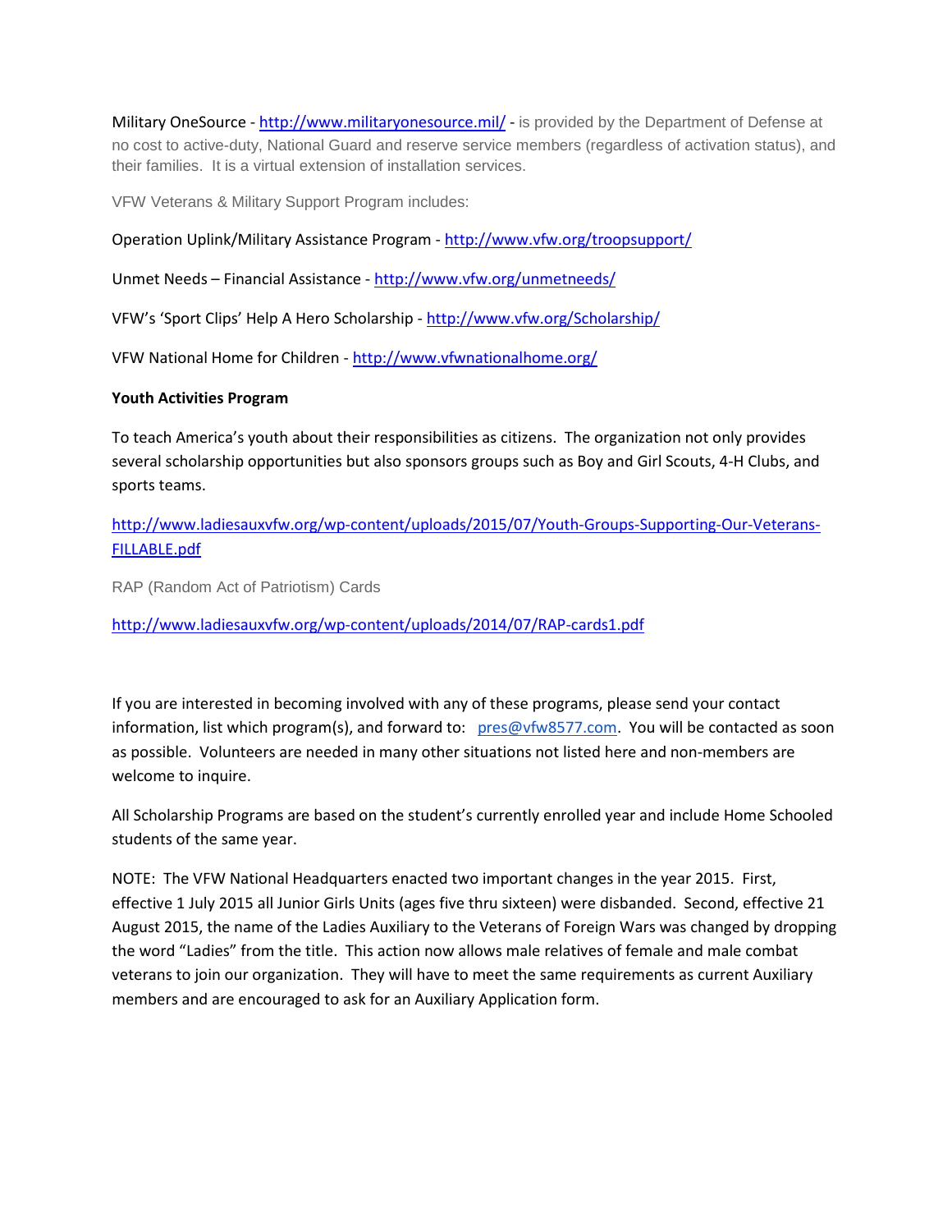Military OneSource - http://www.militaryonesource.mil/ - is provided by the Department of Defense at no cost to active-duty, National Guard and reserve service members (regardless of activation status), and their families. It is a virtual extension of installation services.

VFW Veterans & Military Support Program includes:

Operation Uplink/Military Assistance Program - http://www.vfw.org/troopsupport/

Unmet Needs – Financial Assistance - http://www.vfw.org/unmetneeds/

VFW's 'Sport Clips' Help A Hero Scholarship - http://www.vfw.org/Scholarship/

VFW National Home for Children - http://www.vfwnationalhome.org/

**Youth Activities Program**

To teach America's youth about their responsibilities as citizens. The organization not only provides several scholarship opportunities but also sponsors groups such as Boy and Girl Scouts, 4-H Clubs, and sports teams.

http://www.ladiesauxvfw.org/wp-content/uploads/2015/07/Youth-Groups-Supporting-Our-Veterans-FILLABLE.pdf

RAP (Random Act of Patriotism) Cards

http://www.ladiesauxvfw.org/wp-content/uploads/2014/07/RAP-cards1.pdf

If you are interested in becoming involved with any of these programs, please send your contact information, list which program(s), and forward to: pres@vfw8577.com. You will be contacted as soon as possible. Volunteers are needed in many other situations not listed here and non-members are welcome to inquire.

All Scholarship Programs are based on the student's currently enrolled year and include Home Schooled students of the same year.

NOTE: The VFW National Headquarters enacted two important changes in the year 2015. First, effective 1 July 2015 all Junior Girls Units (ages five thru sixteen) were disbanded. Second, effective 21 August 2015, the name of the Ladies Auxiliary to the Veterans of Foreign Wars was changed by dropping the word "Ladies" from the title. This action now allows male relatives of female and male combat veterans to join our organization. They will have to meet the same requirements as current Auxiliary members and are encouraged to ask for an Auxiliary Application form.